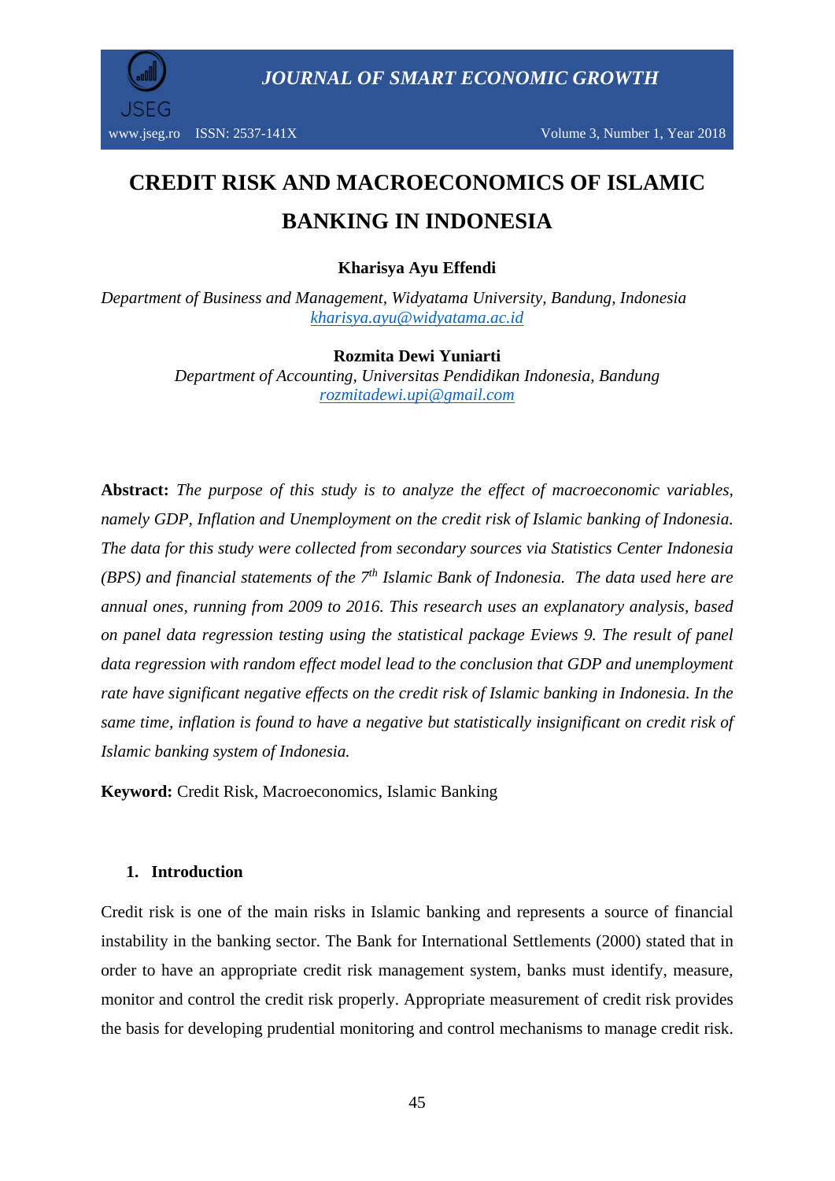# CREDIT RISK AND MACROECONOMICS OF ISLAMIC BANKING IN INDONESIA

**Kharisya Ayu Effendi**

*Department of Business and Management, Widyatama University, Bandung, Indonesia*
*kharisya.ayu@widyatama.ac.id*

**Rozmita Dewi Yuniarti**

*Department of Accounting, Universitas Pendidikan Indonesia, Bandung*
*rozmitadewi.upi@gmail.com*

**Abstract:** *The purpose of this study is to analyze the effect of macroeconomic variables, namely GDP, Inflation and Unemployment on the credit risk of Islamic banking of Indonesia. The data for this study were collected from secondary sources via Statistics Center Indonesia (BPS) and financial statements of the 7th Islamic Bank of Indonesia. The data used here are annual ones, running from 2009 to 2016. This research uses an explanatory analysis, based on panel data regression testing using the statistical package Eviews 9. The result of panel data regression with random effect model lead to the conclusion that GDP and unemployment rate have significant negative effects on the credit risk of Islamic banking in Indonesia. In the same time, inflation is found to have a negative but statistically insignificant on credit risk of Islamic banking system of Indonesia.*

**Keyword:** Credit Risk, Macroeconomics, Islamic Banking

## 1. Introduction

Credit risk is one of the main risks in Islamic banking and represents a source of financial instability in the banking sector. The Bank for International Settlements (2000) stated that in order to have an appropriate credit risk management system, banks must identify, measure, monitor and control the credit risk properly. Appropriate measurement of credit risk provides the basis for developing prudential monitoring and control mechanisms to manage credit risk.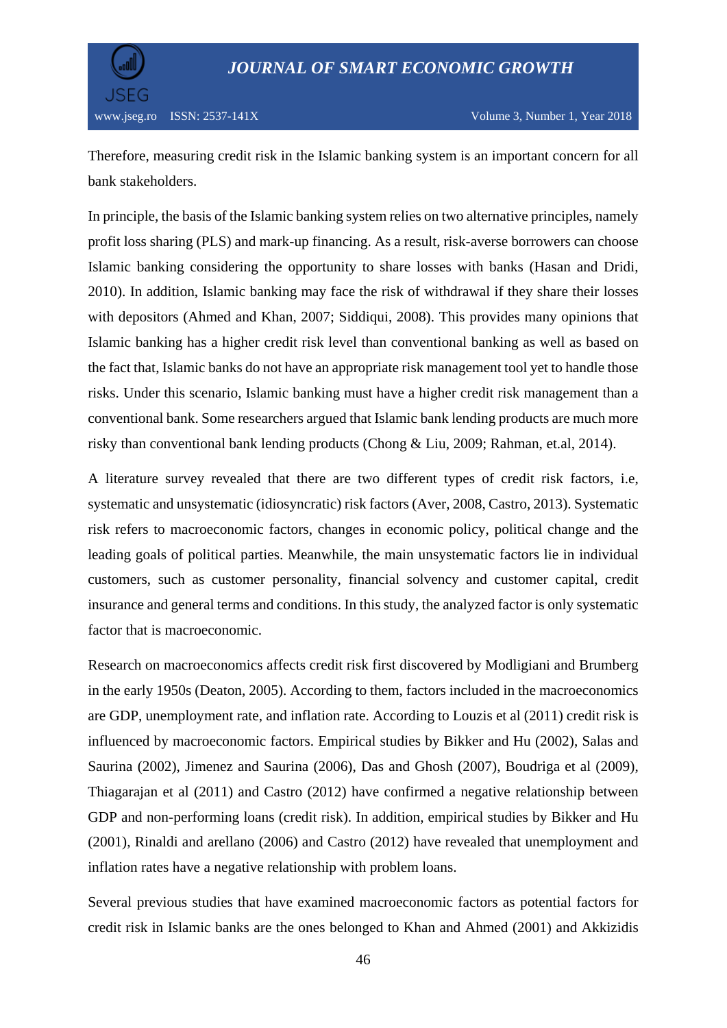Therefore, measuring credit risk in the Islamic banking system is an important concern for all bank stakeholders.

In principle, the basis of the Islamic banking system relies on two alternative principles, namely profit loss sharing (PLS) and mark-up financing. As a result, risk-averse borrowers can choose Islamic banking considering the opportunity to share losses with banks (Hasan and Dridi, 2010). In addition, Islamic banking may face the risk of withdrawal if they share their losses with depositors (Ahmed and Khan, 2007; Siddiqui, 2008). This provides many opinions that Islamic banking has a higher credit risk level than conventional banking as well as based on the fact that, Islamic banks do not have an appropriate risk management tool yet to handle those risks. Under this scenario, Islamic banking must have a higher credit risk management than a conventional bank. Some researchers argued that Islamic bank lending products are much more risky than conventional bank lending products (Chong & Liu, 2009; Rahman, et.al, 2014).

A literature survey revealed that there are two different types of credit risk factors, i.e, systematic and unsystematic (idiosyncratic) risk factors (Aver, 2008, Castro, 2013). Systematic risk refers to macroeconomic factors, changes in economic policy, political change and the leading goals of political parties. Meanwhile, the main unsystematic factors lie in individual customers, such as customer personality, financial solvency and customer capital, credit insurance and general terms and conditions. In this study, the analyzed factor is only systematic factor that is macroeconomic.

Research on macroeconomics affects credit risk first discovered by Modligiani and Brumberg in the early 1950s (Deaton, 2005). According to them, factors included in the macroeconomics are GDP, unemployment rate, and inflation rate. According to Louzis et al (2011) credit risk is influenced by macroeconomic factors. Empirical studies by Bikker and Hu (2002), Salas and Saurina (2002), Jimenez and Saurina (2006), Das and Ghosh (2007), Boudriga et al (2009), Thiagarajan et al (2011) and Castro (2012) have confirmed a negative relationship between GDP and non-performing loans (credit risk). In addition, empirical studies by Bikker and Hu (2001), Rinaldi and arellano (2006) and Castro (2012) have revealed that unemployment and inflation rates have a negative relationship with problem loans.

Several previous studies that have examined macroeconomic factors as potential factors for credit risk in Islamic banks are the ones belonged to Khan and Ahmed (2001) and Akkizidis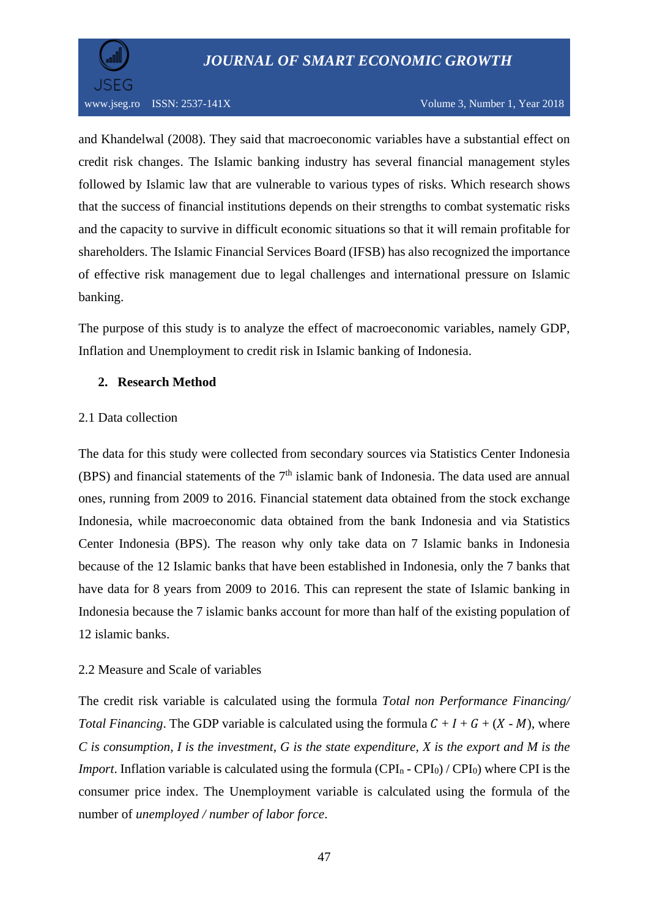and Khandelwal (2008). They said that macroeconomic variables have a substantial effect on credit risk changes. The Islamic banking industry has several financial management styles followed by Islamic law that are vulnerable to various types of risks. Which research shows that the success of financial institutions depends on their strengths to combat systematic risks and the capacity to survive in difficult economic situations so that it will remain profitable for shareholders. The Islamic Financial Services Board (IFSB) has also recognized the importance of effective risk management due to legal challenges and international pressure on Islamic banking.

The purpose of this study is to analyze the effect of macroeconomic variables, namely GDP, Inflation and Unemployment to credit risk in Islamic banking of Indonesia.

## 2. Research Method

### 2.1 Data collection

The data for this study were collected from secondary sources via Statistics Center Indonesia (BPS) and financial statements of the 7th islamic bank of Indonesia. The data used are annual ones, running from 2009 to 2016. Financial statement data obtained from the stock exchange Indonesia, while macroeconomic data obtained from the bank Indonesia and via Statistics Center Indonesia (BPS). The reason why only take data on 7 Islamic banks in Indonesia because of the 12 Islamic banks that have been established in Indonesia, only the 7 banks that have data for 8 years from 2009 to 2016. This can represent the state of Islamic banking in Indonesia because the 7 islamic banks account for more than half of the existing population of 12 islamic banks.

### 2.2 Measure and Scale of variables

The credit risk variable is calculated using the formula *Total non Performance Financing/ Total Financing*. The GDP variable is calculated using the formula $C + I + G + (X - M)$, where *C is consumption, I is the investment, G is the state expenditure, X is the export and M is the Import*. Inflation variable is calculated using the formula $(CPI_n - CPI_0) / CPI_0$ where CPI is the consumer price index. The Unemployment variable is calculated using the formula of the number of *unemployed / number of labor force*.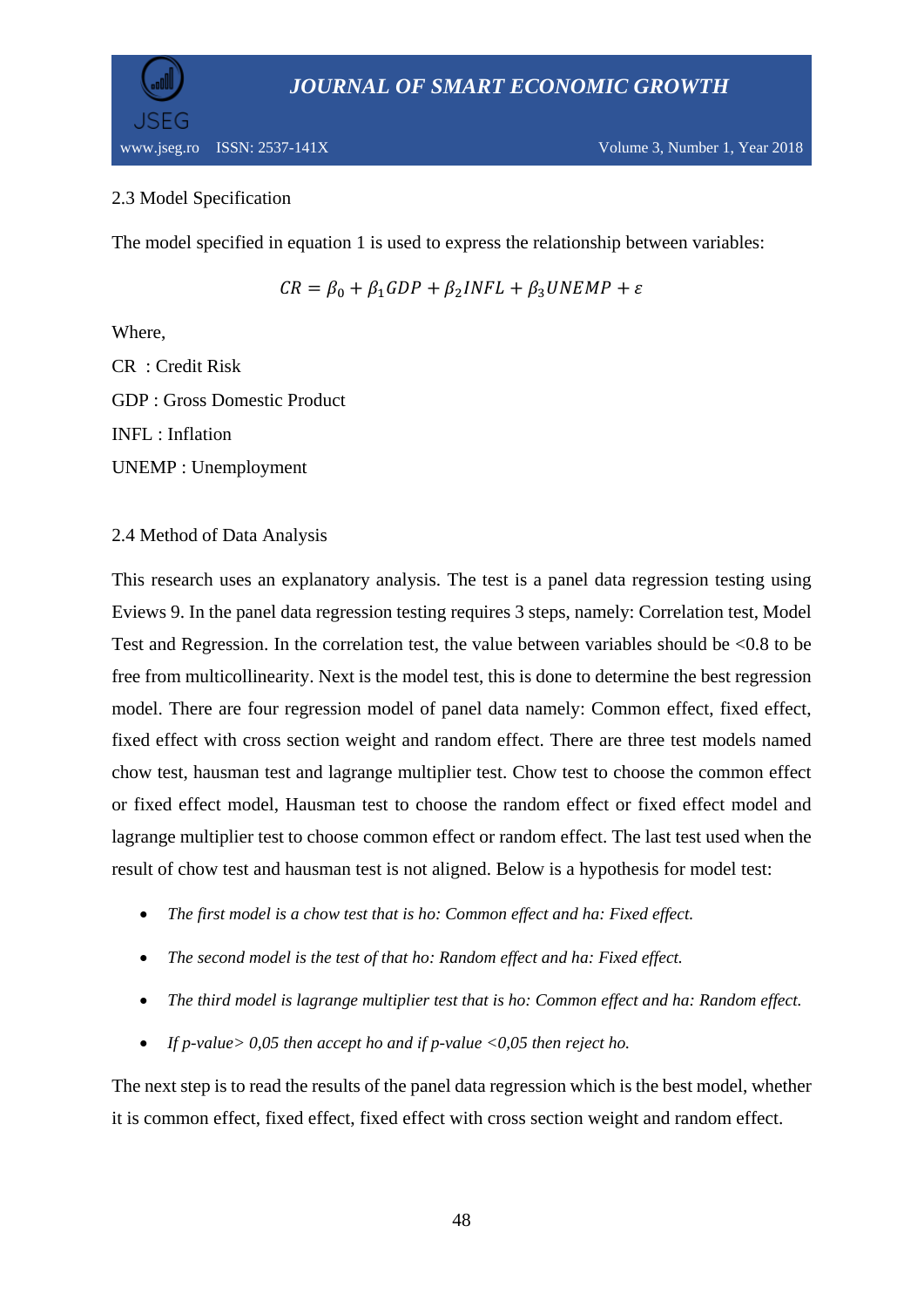### 2.3 Model Specification

The model specified in equation 1 is used to express the relationship between variables:

$$CR = \beta_0 + \beta_1 GDP + \beta_2 INFL + \beta_3 UNEMP + \varepsilon$$

Where,

CR : Credit Risk

GDP : Gross Domestic Product

INFL : Inflation

UNEMP : Unemployment

### 2.4 Method of Data Analysis

This research uses an explanatory analysis. The test is a panel data regression testing using Eviews 9. In the panel data regression testing requires 3 steps, namely: Correlation test, Model Test and Regression. In the correlation test, the value between variables should be <0.8 to be free from multicollinearity. Next is the model test, this is done to determine the best regression model. There are four regression model of panel data namely: Common effect, fixed effect, fixed effect with cross section weight and random effect. There are three test models named chow test, hausman test and lagrange multiplier test. Chow test to choose the common effect or fixed effect model, Hausman test to choose the random effect or fixed effect model and lagrange multiplier test to choose common effect or random effect. The last test used when the result of chow test and hausman test is not aligned. Below is a hypothesis for model test:

- *The first model is a chow test that is ho: Common effect and ha: Fixed effect.*
- *The second model is the test of that ho: Random effect and ha: Fixed effect.*
- *The third model is lagrange multiplier test that is ho: Common effect and ha: Random effect.*
- *If p-value> 0,05 then accept ho and if p-value <0,05 then reject ho.*

The next step is to read the results of the panel data regression which is the best model, whether it is common effect, fixed effect, fixed effect with cross section weight and random effect.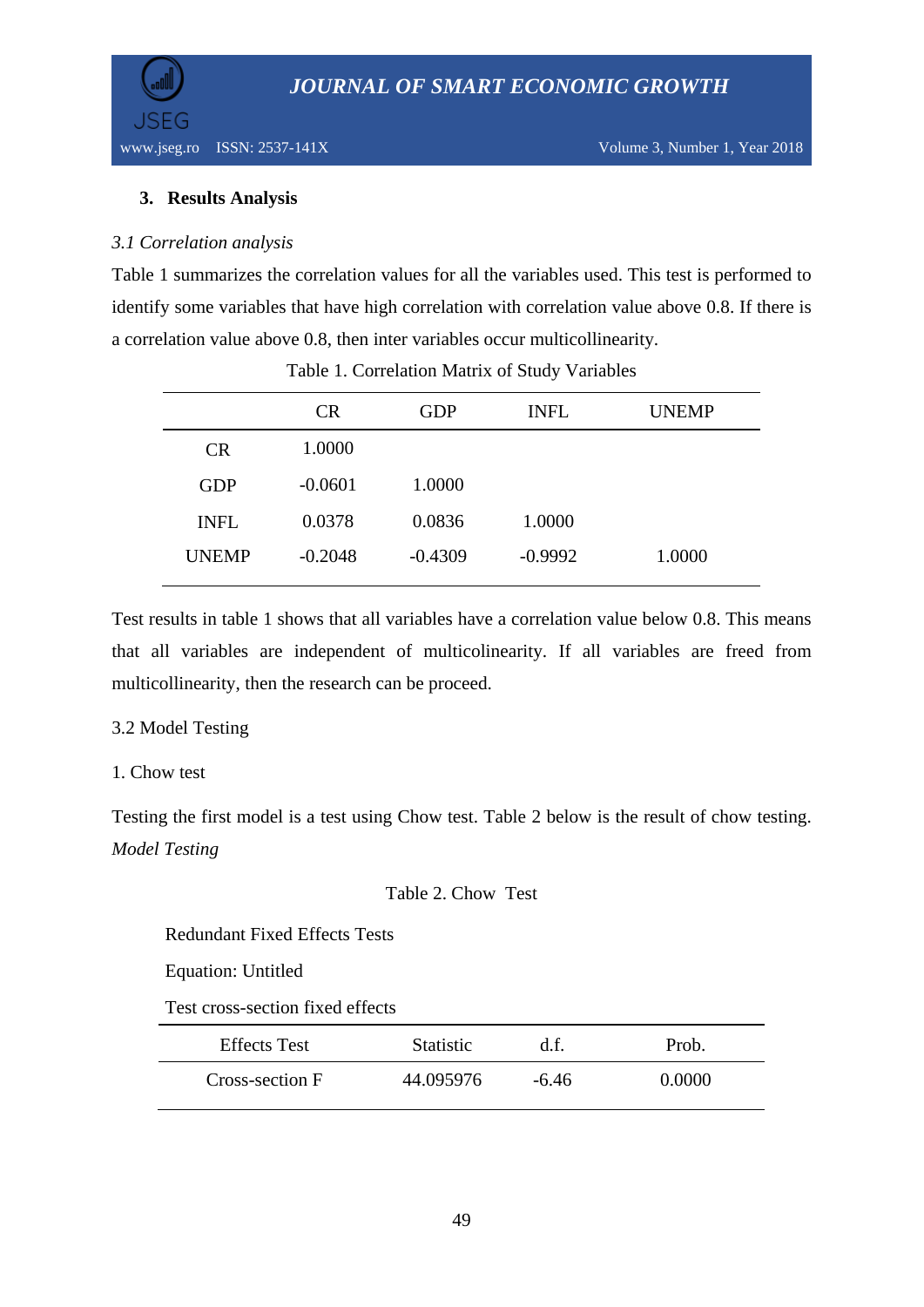## 3. Results Analysis

*3.1 Correlation analysis*

Table 1 summarizes the correlation values for all the variables used. This test is performed to identify some variables that have high correlation with correlation value above 0.8. If there is a correlation value above 0.8, then inter variables occur multicollinearity.

Table 1. Correlation Matrix of Study Variables

| | CR | GDP | INFL | UNEMP |
|---|---|---|---|---|
| CR | 1.0000 | | | |
| GDP | -0.0601 | 1.0000 | | |
| INFL | 0.0378 | 0.0836 | 1.0000 | |
| UNEMP | -0.2048 | -0.4309 | -0.9992 | 1.0000 |

Test results in table 1 shows that all variables have a correlation value below 0.8. This means that all variables are independent of multicolinearity. If all variables are freed from multicollinearity, then the research can be proceed.

3.2 Model Testing

1. Chow test

Testing the first model is a test using Chow test. Table 2 below is the result of chow testing. *Model Testing*

Table 2. Chow Test

Redundant Fixed Effects Tests

Equation: Untitled

Test cross-section fixed effects

| Effects Test | Statistic | d.f. | Prob. |
|---|---|---|---|
| Cross-section F | 44.095976 | -6.46 | 0.0000 |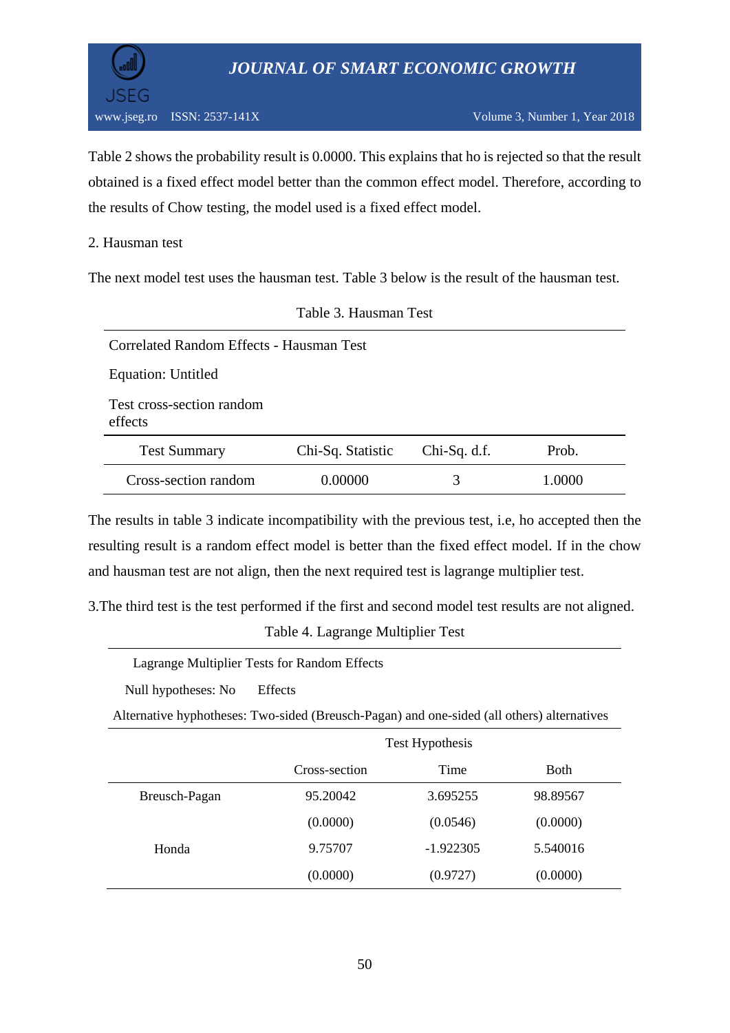Table 2 shows the probability result is 0.0000. This explains that ho is rejected so that the result obtained is a fixed effect model better than the common effect model. Therefore, according to the results of Chow testing, the model used is a fixed effect model.

2. Hausman test

The next model test uses the hausman test. Table 3 below is the result of the hausman test.

Table 3. Hausman Test

Correlated Random Effects - Hausman Test

Equation: Untitled

Test cross-section random effects

| Test Summary | Chi-Sq. Statistic | Chi-Sq. d.f. | Prob. |
|---|---|---|---|
| Cross-section random | 0.00000 | 3 | 1.0000 |

The results in table 3 indicate incompatibility with the previous test, i.e, ho accepted then the resulting result is a random effect model is better than the fixed effect model. If in the chow and hausman test are not align, then the next required test is lagrange multiplier test.

3.The third test is the test performed if the first and second model test results are not aligned.

Table 4. Lagrange Multiplier Test

Lagrange Multiplier Tests for Random Effects

Null hypotheses: No Effects

Alternative hyphotheses: Two-sided (Breusch-Pagan) and one-sided (all others) alternatives

| | Test Hypothesis | | |
|---|---|---|---|
| | Cross-section | Time | Both |
| Breusch-Pagan | 95.20042 | 3.695255 | 98.89567 |
| | (0.0000) | (0.0546) | (0.0000) |
| Honda | 9.75707 | -1.922305 | 5.540016 |
| | (0.0000) | (0.9727) | (0.0000) |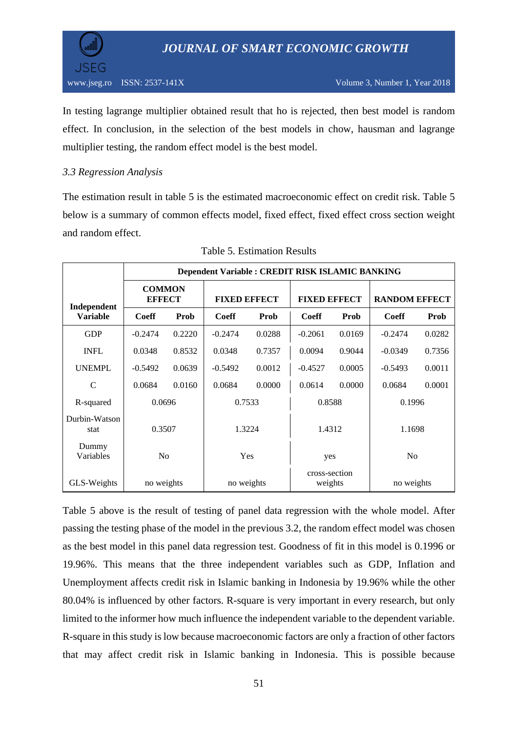In testing lagrange multiplier obtained result that ho is rejected, then best model is random effect. In conclusion, in the selection of the best models in chow, hausman and lagrange multiplier testing, the random effect model is the best model.

*3.3 Regression Analysis*

The estimation result in table 5 is the estimated macroeconomic effect on credit risk. Table 5 below is a summary of common effects model, fixed effect, fixed effect cross section weight and random effect.

Table 5. Estimation Results

| Independent Variable | Dependent Variable : CREDIT RISK ISLAMIC BANKING | | | | | | | |
|---|---|---|---|---|---|---|---|---|
| | COMMON EFFECT | | FIXED EFFECT | | FIXED EFFECT | | RANDOM EFFECT | |
| | Coeff | Prob | Coeff | Prob | Coeff | Prob | Coeff | Prob |
| GDP | -0.2474 | 0.2220 | -0.2474 | 0.0288 | -0.2061 | 0.0169 | -0.2474 | 0.0282 |
| INFL | 0.0348 | 0.8532 | 0.0348 | 0.7357 | 0.0094 | 0.9044 | -0.0349 | 0.7356 |
| UNEMPL | -0.5492 | 0.0639 | -0.5492 | 0.0012 | -0.4527 | 0.0005 | -0.5493 | 0.0011 |
| C | 0.0684 | 0.0160 | 0.0684 | 0.0000 | 0.0614 | 0.0000 | 0.0684 | 0.0001 |
| R-squared | 0.0696 | | 0.7533 | | 0.8588 | | 0.1996 | |
| Durbin-Watson stat | 0.3507 | | 1.3224 | | 1.4312 | | 1.1698 | |
| Dummy Variables | No | | Yes | | yes | | No | |
| GLS-Weights | no weights | | no weights | | cross-section weights | | no weights | |

Table 5 above is the result of testing of panel data regression with the whole model. After passing the testing phase of the model in the previous 3.2, the random effect model was chosen as the best model in this panel data regression test. Goodness of fit in this model is 0.1996 or 19.96%. This means that the three independent variables such as GDP, Inflation and Unemployment affects credit risk in Islamic banking in Indonesia by 19.96% while the other 80.04% is influenced by other factors. R-square is very important in every research, but only limited to the informer how much influence the independent variable to the dependent variable. R-square in this study is low because macroeconomic factors are only a fraction of other factors that may affect credit risk in Islamic banking in Indonesia. This is possible because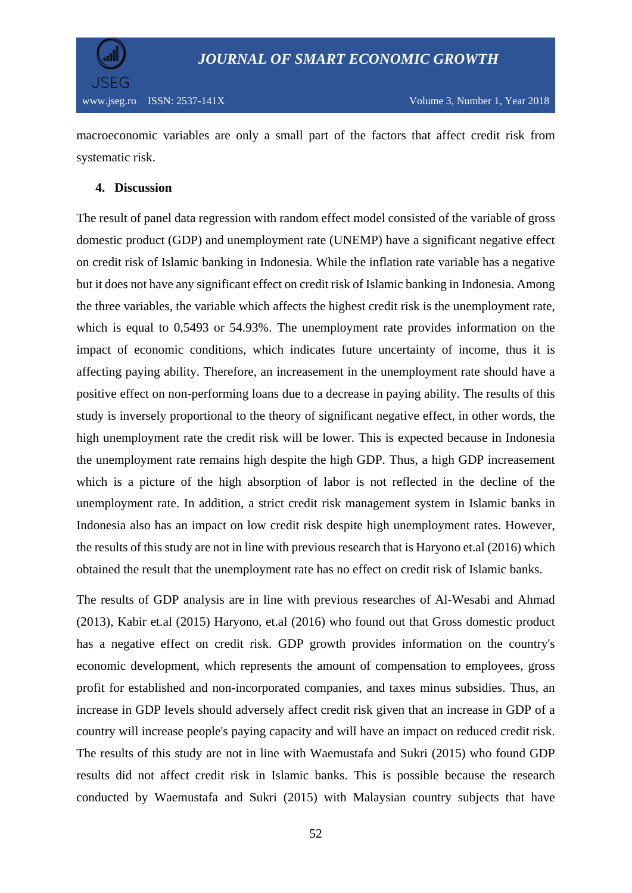macroeconomic variables are only a small part of the factors that affect credit risk from systematic risk.

## 4. Discussion

The result of panel data regression with random effect model consisted of the variable of gross domestic product (GDP) and unemployment rate (UNEMP) have a significant negative effect on credit risk of Islamic banking in Indonesia. While the inflation rate variable has a negative but it does not have any significant effect on credit risk of Islamic banking in Indonesia. Among the three variables, the variable which affects the highest credit risk is the unemployment rate, which is equal to 0,5493 or 54.93%. The unemployment rate provides information on the impact of economic conditions, which indicates future uncertainty of income, thus it is affecting paying ability. Therefore, an increasement in the unemployment rate should have a positive effect on non-performing loans due to a decrease in paying ability. The results of this study is inversely proportional to the theory of significant negative effect, in other words, the high unemployment rate the credit risk will be lower. This is expected because in Indonesia the unemployment rate remains high despite the high GDP. Thus, a high GDP increasement which is a picture of the high absorption of labor is not reflected in the decline of the unemployment rate. In addition, a strict credit risk management system in Islamic banks in Indonesia also has an impact on low credit risk despite high unemployment rates. However, the results of this study are not in line with previous research that is Haryono et.al (2016) which obtained the result that the unemployment rate has no effect on credit risk of Islamic banks.

The results of GDP analysis are in line with previous researches of Al-Wesabi and Ahmad (2013), Kabir et.al (2015) Haryono, et.al (2016) who found out that Gross domestic product has a negative effect on credit risk. GDP growth provides information on the country's economic development, which represents the amount of compensation to employees, gross profit for established and non-incorporated companies, and taxes minus subsidies. Thus, an increase in GDP levels should adversely affect credit risk given that an increase in GDP of a country will increase people's paying capacity and will have an impact on reduced credit risk. The results of this study are not in line with Waemustafa and Sukri (2015) who found GDP results did not affect credit risk in Islamic banks. This is possible because the research conducted by Waemustafa and Sukri (2015) with Malaysian country subjects that have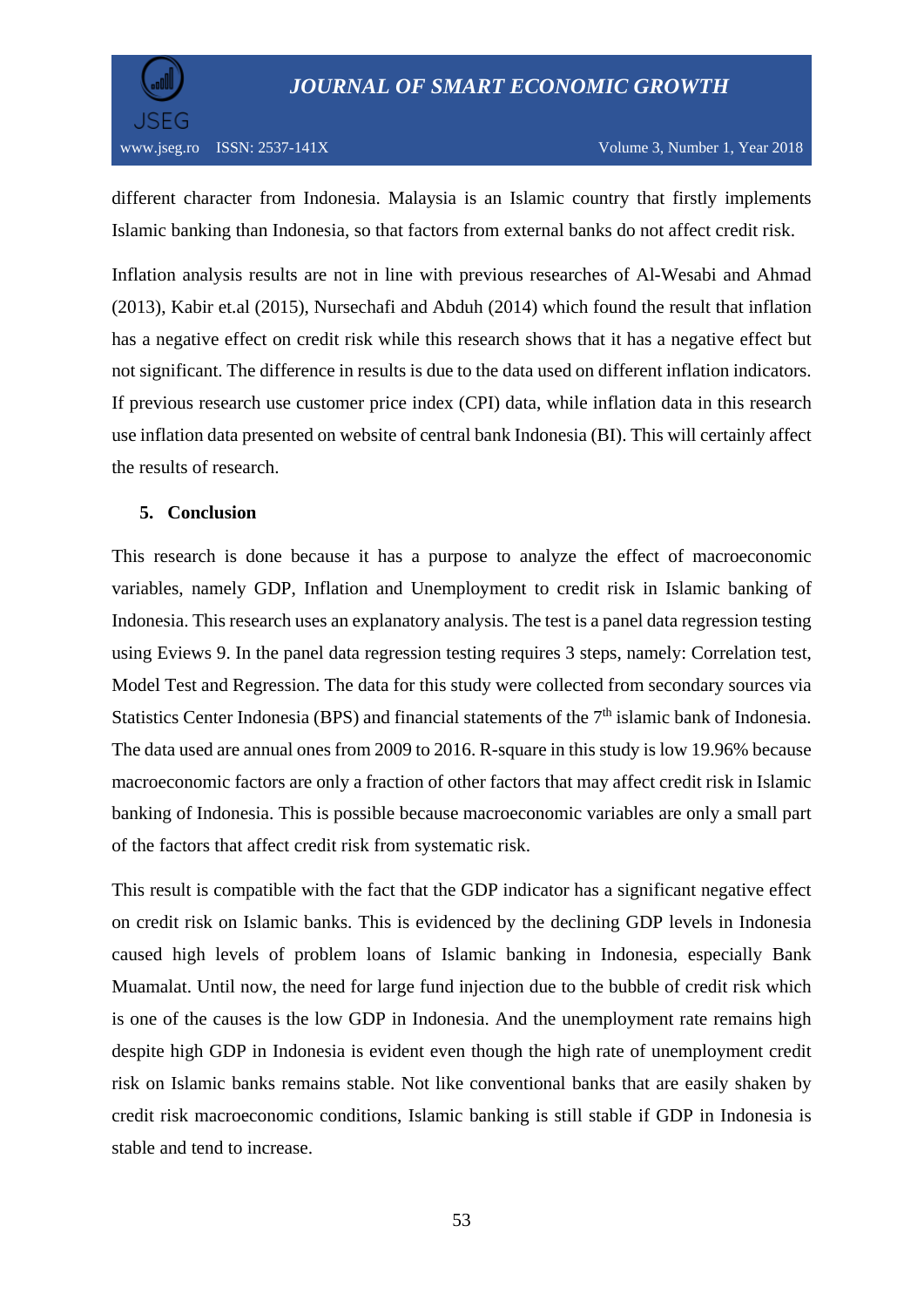different character from Indonesia. Malaysia is an Islamic country that firstly implements Islamic banking than Indonesia, so that factors from external banks do not affect credit risk.

Inflation analysis results are not in line with previous researches of Al-Wesabi and Ahmad (2013), Kabir et.al (2015), Nursechafi and Abduh (2014) which found the result that inflation has a negative effect on credit risk while this research shows that it has a negative effect but not significant. The difference in results is due to the data used on different inflation indicators. If previous research use customer price index (CPI) data, while inflation data in this research use inflation data presented on website of central bank Indonesia (BI). This will certainly affect the results of research.

## 5. Conclusion

This research is done because it has a purpose to analyze the effect of macroeconomic variables, namely GDP, Inflation and Unemployment to credit risk in Islamic banking of Indonesia. This research uses an explanatory analysis. The test is a panel data regression testing using Eviews 9. In the panel data regression testing requires 3 steps, namely: Correlation test, Model Test and Regression. The data for this study were collected from secondary sources via Statistics Center Indonesia (BPS) and financial statements of the 7th islamic bank of Indonesia. The data used are annual ones from 2009 to 2016. R-square in this study is low 19.96% because macroeconomic factors are only a fraction of other factors that may affect credit risk in Islamic banking of Indonesia. This is possible because macroeconomic variables are only a small part of the factors that affect credit risk from systematic risk.

This result is compatible with the fact that the GDP indicator has a significant negative effect on credit risk on Islamic banks. This is evidenced by the declining GDP levels in Indonesia caused high levels of problem loans of Islamic banking in Indonesia, especially Bank Muamalat. Until now, the need for large fund injection due to the bubble of credit risk which is one of the causes is the low GDP in Indonesia. And the unemployment rate remains high despite high GDP in Indonesia is evident even though the high rate of unemployment credit risk on Islamic banks remains stable. Not like conventional banks that are easily shaken by credit risk macroeconomic conditions, Islamic banking is still stable if GDP in Indonesia is stable and tend to increase.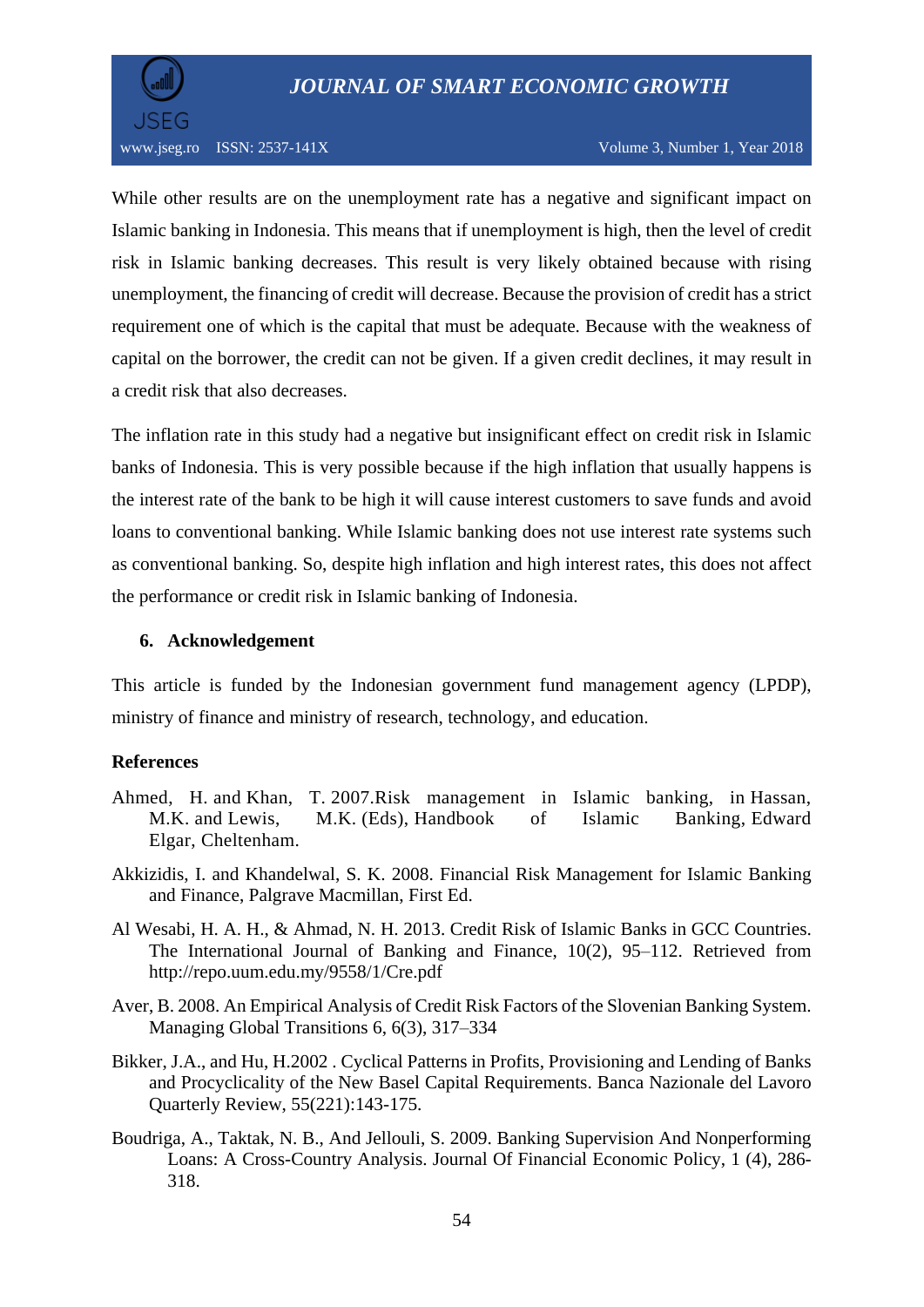While other results are on the unemployment rate has a negative and significant impact on Islamic banking in Indonesia. This means that if unemployment is high, then the level of credit risk in Islamic banking decreases. This result is very likely obtained because with rising unemployment, the financing of credit will decrease. Because the provision of credit has a strict requirement one of which is the capital that must be adequate. Because with the weakness of capital on the borrower, the credit can not be given. If a given credit declines, it may result in a credit risk that also decreases.

The inflation rate in this study had a negative but insignificant effect on credit risk in Islamic banks of Indonesia. This is very possible because if the high inflation that usually happens is the interest rate of the bank to be high it will cause interest customers to save funds and avoid loans to conventional banking. While Islamic banking does not use interest rate systems such as conventional banking. So, despite high inflation and high interest rates, this does not affect the performance or credit risk in Islamic banking of Indonesia.

## 6. Acknowledgement

This article is funded by the Indonesian government fund management agency (LPDP), ministry of finance and ministry of research, technology, and education.

## References

Ahmed, H. and Khan, T. 2007.Risk management in Islamic banking, in Hassan, M.K. and Lewis, M.K. (Eds), Handbook of Islamic Banking, Edward Elgar, Cheltenham.

Akkizidis, I. and Khandelwal, S. K. 2008. Financial Risk Management for Islamic Banking and Finance, Palgrave Macmillan, First Ed.

Al Wesabi, H. A. H., & Ahmad, N. H. 2013. Credit Risk of Islamic Banks in GCC Countries. The International Journal of Banking and Finance, 10(2), 95–112. Retrieved from http://repo.uum.edu.my/9558/1/Cre.pdf

Aver, B. 2008. An Empirical Analysis of Credit Risk Factors of the Slovenian Banking System. Managing Global Transitions 6, 6(3), 317–334

Bikker, J.A., and Hu, H.2002 . Cyclical Patterns in Profits, Provisioning and Lending of Banks and Procyclicality of the New Basel Capital Requirements. Banca Nazionale del Lavoro Quarterly Review, 55(221):143-175.

Boudriga, A., Taktak, N. B., And Jellouli, S. 2009. Banking Supervision And Nonperforming Loans: A Cross-Country Analysis. Journal Of Financial Economic Policy, 1 (4), 286-318.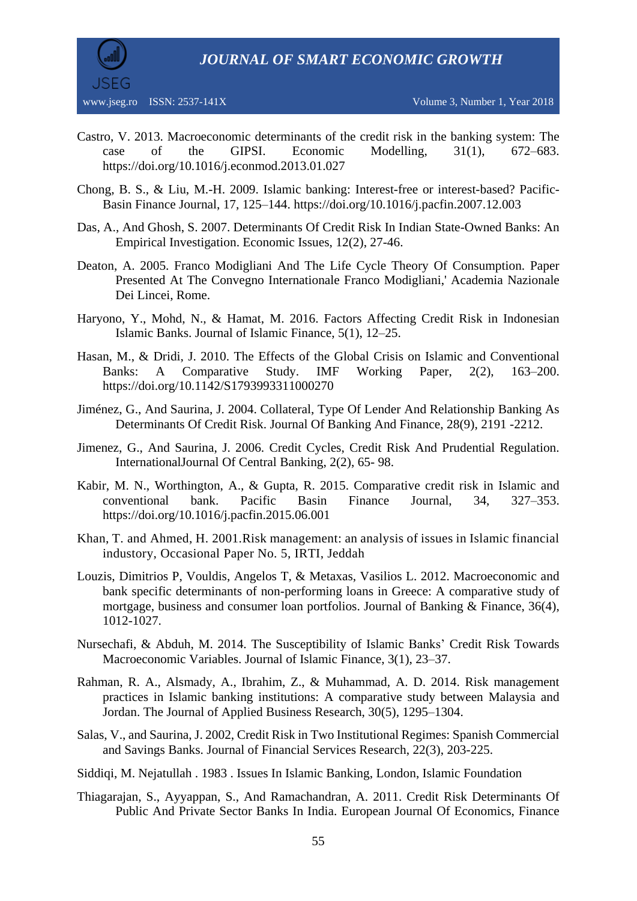Castro, V. 2013. Macroeconomic determinants of the credit risk in the banking system: The case of the GIPSI. Economic Modelling, 31(1), 672–683. https://doi.org/10.1016/j.econmod.2013.01.027

Chong, B. S., & Liu, M.-H. 2009. Islamic banking: Interest-free or interest-based? Pacific-Basin Finance Journal, 17, 125–144. https://doi.org/10.1016/j.pacfin.2007.12.003

Das, A., And Ghosh, S. 2007. Determinants Of Credit Risk In Indian State-Owned Banks: An Empirical Investigation. Economic Issues, 12(2), 27-46.

Deaton, A. 2005. Franco Modigliani And The Life Cycle Theory Of Consumption. Paper Presented At The Convegno Internationale Franco Modigliani,' Academia Nazionale Dei Lincei, Rome.

Haryono, Y., Mohd, N., & Hamat, M. 2016. Factors Affecting Credit Risk in Indonesian Islamic Banks. Journal of Islamic Finance, 5(1), 12–25.

Hasan, M., & Dridi, J. 2010. The Effects of the Global Crisis on Islamic and Conventional Banks: A Comparative Study. IMF Working Paper, 2(2), 163–200. https://doi.org/10.1142/S1793993311000270

Jiménez, G., And Saurina, J. 2004. Collateral, Type Of Lender And Relationship Banking As Determinants Of Credit Risk. Journal Of Banking And Finance, 28(9), 2191 -2212.

Jimenez, G., And Saurina, J. 2006. Credit Cycles, Credit Risk And Prudential Regulation. InternationalJournal Of Central Banking, 2(2), 65- 98.

Kabir, M. N., Worthington, A., & Gupta, R. 2015. Comparative credit risk in Islamic and conventional bank. Pacific Basin Finance Journal, 34, 327–353. https://doi.org/10.1016/j.pacfin.2015.06.001

Khan, T. and Ahmed, H. 2001.Risk management: an analysis of issues in Islamic financial industory, Occasional Paper No. 5, IRTI, Jeddah

Louzis, Dimitrios P, Vouldis, Angelos T, & Metaxas, Vasilios L. 2012. Macroeconomic and bank specific determinants of non-performing loans in Greece: A comparative study of mortgage, business and consumer loan portfolios. Journal of Banking & Finance, 36(4), 1012-1027.

Nursechafi, & Abduh, M. 2014. The Susceptibility of Islamic Banks' Credit Risk Towards Macroeconomic Variables. Journal of Islamic Finance, 3(1), 23–37.

Rahman, R. A., Alsmady, A., Ibrahim, Z., & Muhammad, A. D. 2014. Risk management practices in Islamic banking institutions: A comparative study between Malaysia and Jordan. The Journal of Applied Business Research, 30(5), 1295–1304.

Salas, V., and Saurina, J. 2002, Credit Risk in Two Institutional Regimes: Spanish Commercial and Savings Banks. Journal of Financial Services Research, 22(3), 203-225.

Siddiqi, M. Nejatullah . 1983 . Issues In Islamic Banking, London, Islamic Foundation

Thiagarajan, S., Ayyappan, S., And Ramachandran, A. 2011. Credit Risk Determinants Of Public And Private Sector Banks In India. European Journal Of Economics, Finance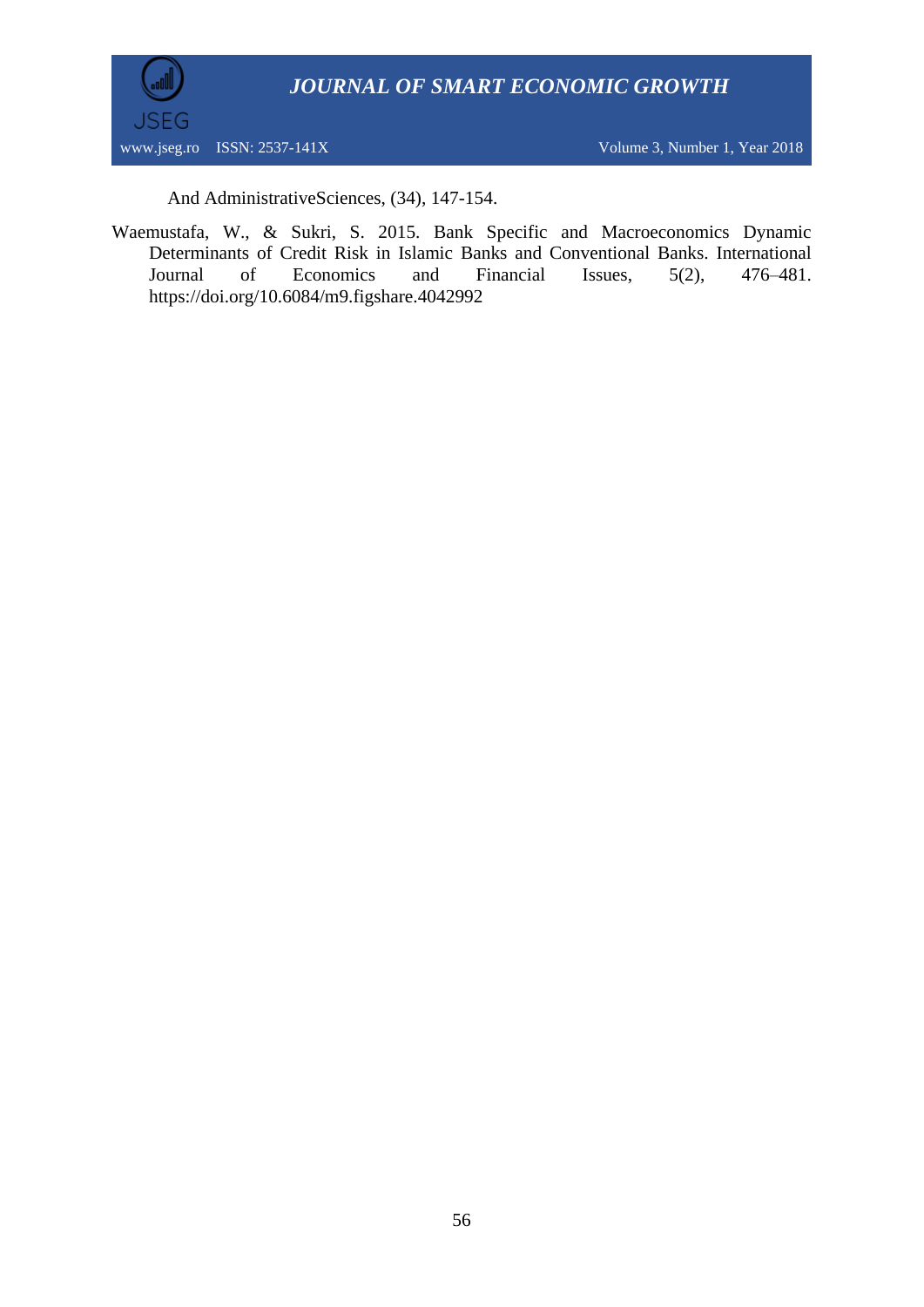And AdministrativeSciences, (34), 147-154.

Waemustafa, W., & Sukri, S. 2015. Bank Specific and Macroeconomics Dynamic Determinants of Credit Risk in Islamic Banks and Conventional Banks. International Journal of Economics and Financial Issues, 5(2), 476–481. https://doi.org/10.6084/m9.figshare.4042992